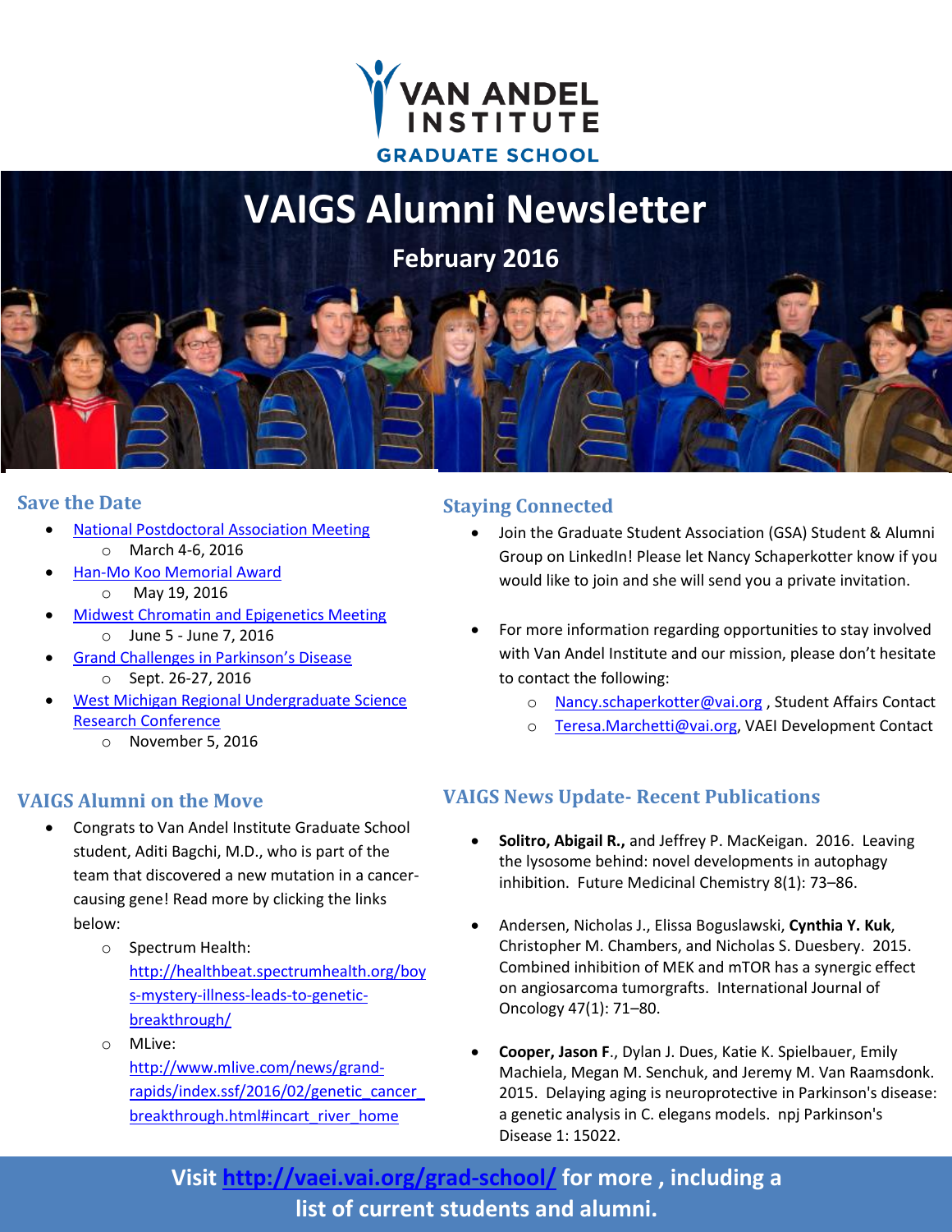# VAIGS Alumni Newsletter

**February 2016**

## Save the Date

- National Postdoctoral Association Meeting
  - March 4-6, 2016
- Han-Mo Koo Memorial Award
  - May 19, 2016
- Midwest Chromatin and Epigenetics Meeting
  - June 5 - June 7, 2016
- Grand Challenges in Parkinson's Disease
  - Sept. 26-27, 2016
- West Michigan Regional Undergraduate Science Research Conference
  - November 5, 2016

## VAIGS Alumni on the Move

- Congrats to Van Andel Institute Graduate School student, Aditi Bagchi, M.D., who is part of the team that discovered a new mutation in a cancer-causing gene! Read more by clicking the links below:
  - Spectrum Health: http://healthbeat.spectrumhealth.org/boys-mystery-illness-leads-to-genetic-breakthrough/
  - MLive: http://www.mlive.com/news/grand-rapids/index.ssf/2016/02/genetic_cancer_breakthrough.html#incart_river_home

## Staying Connected

- Join the Graduate Student Association (GSA) Student & Alumni Group on LinkedIn! Please let Nancy Schaperkotter know if you would like to join and she will send you a private invitation.

- For more information regarding opportunities to stay involved with Van Andel Institute and our mission, please don't hesitate to contact the following:
  - Nancy.schaperkotter@vai.org , Student Affairs Contact
  - Teresa.Marchetti@vai.org, VAEI Development Contact

## VAIGS News Update- Recent Publications

- **Solitro, Abigail R.,** and Jeffrey P. MacKeigan. 2016. Leaving the lysosome behind: novel developments in autophagy inhibition. Future Medicinal Chemistry 8(1): 73–86.

- Andersen, Nicholas J., Elissa Boguslawski, **Cynthia Y. Kuk**, Christopher M. Chambers, and Nicholas S. Duesbery. 2015. Combined inhibition of MEK and mTOR has a synergic effect on angiosarcoma tumorgrafts. International Journal of Oncology 47(1): 71–80.

- **Cooper, Jason F**., Dylan J. Dues, Katie K. Spielbauer, Emily Machiela, Megan M. Senchuk, and Jeremy M. Van Raamsdonk. 2015. Delaying aging is neuroprotective in Parkinson's disease: a genetic analysis in C. elegans models. npj Parkinson's Disease 1: 15022.

**Visit http://vaei.vai.org/grad-school/ for more , including a list of current students and alumni.**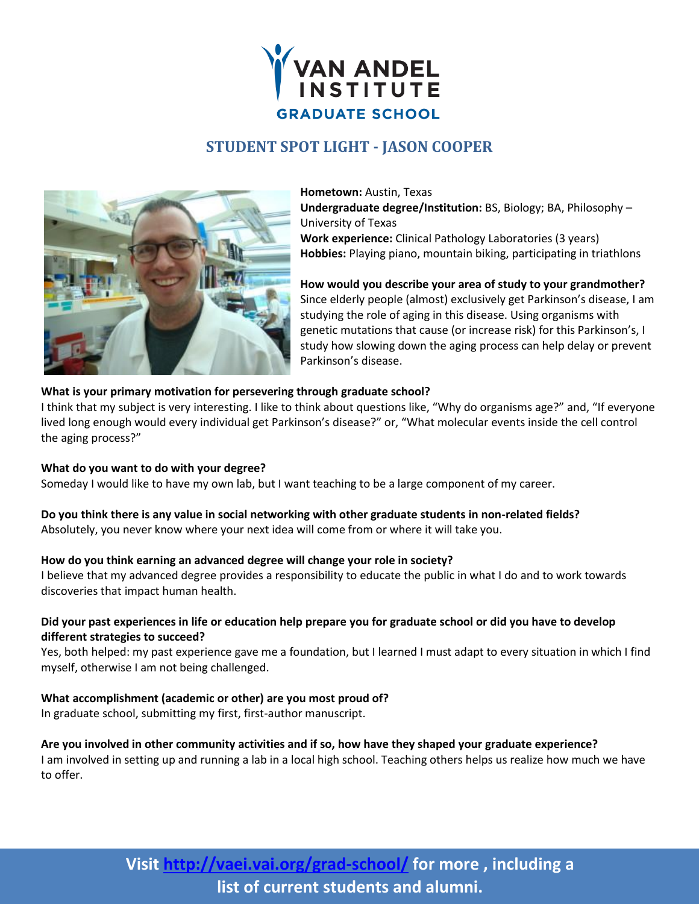VAN ANDEL INSTITUTE GRADUATE SCHOOL

## STUDENT SPOT LIGHT - JASON COOPER

**Hometown:** Austin, Texas
**Undergraduate degree/Institution:** BS, Biology; BA, Philosophy – University of Texas
**Work experience:** Clinical Pathology Laboratories (3 years)
**Hobbies:** Playing piano, mountain biking, participating in triathlons

**How would you describe your area of study to your grandmother?**
Since elderly people (almost) exclusively get Parkinson's disease, I am studying the role of aging in this disease. Using organisms with genetic mutations that cause (or increase risk) for this Parkinson's, I study how slowing down the aging process can help delay or prevent Parkinson's disease.

**What is your primary motivation for persevering through graduate school?**
I think that my subject is very interesting. I like to think about questions like, "Why do organisms age?" and, "If everyone lived long enough would every individual get Parkinson's disease?" or, "What molecular events inside the cell control the aging process?"

**What do you want to do with your degree?**
Someday I would like to have my own lab, but I want teaching to be a large component of my career.

**Do you think there is any value in social networking with other graduate students in non-related fields?**
Absolutely, you never know where your next idea will come from or where it will take you.

**How do you think earning an advanced degree will change your role in society?**
I believe that my advanced degree provides a responsibility to educate the public in what I do and to work towards discoveries that impact human health.

**Did your past experiences in life or education help prepare you for graduate school or did you have to develop different strategies to succeed?**
Yes, both helped: my past experience gave me a foundation, but I learned I must adapt to every situation in which I find myself, otherwise I am not being challenged.

**What accomplishment (academic or other) are you most proud of?**
In graduate school, submitting my first, first-author manuscript.

**Are you involved in other community activities and if so, how have they shaped your graduate experience?**
I am involved in setting up and running a lab in a local high school. Teaching others helps us realize how much we have to offer.

**Visit [http://vaei.vai.org/grad-school/](http://vaei.vai.org/grad-school/) for more , including a list of current students and alumni.**